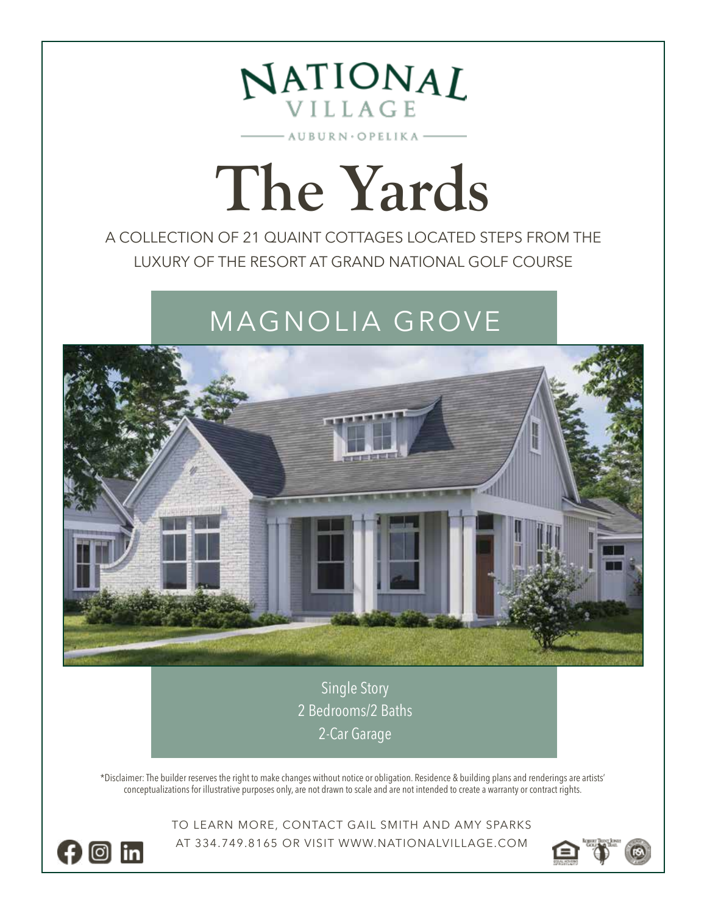NATIONAL VILLAGE

AUBURN · OPELIKA

# The Yards

A COLLECTION OF 21 QUAINT COTTAGES LOCATED STEPS FROM THE LUXURY OF THE RESORT AT GRAND NATIONAL GOLF COURSE

## MAGNOLIA GROVE

Single Story
2 Bedrooms/2 Baths
2-Car Garage

*Disclaimer: The builder reserves the right to make changes without notice or obligation. Residence & building plans and renderings are artists' conceptualizations for illustrative purposes only, are not drawn to scale and are not intended to create a warranty or contract rights.

TO LEARN MORE, CONTACT GAIL SMITH AND AMY SPARKS AT 334.749.8165 OR VISIT WWW.NATIONALVILLAGE.COM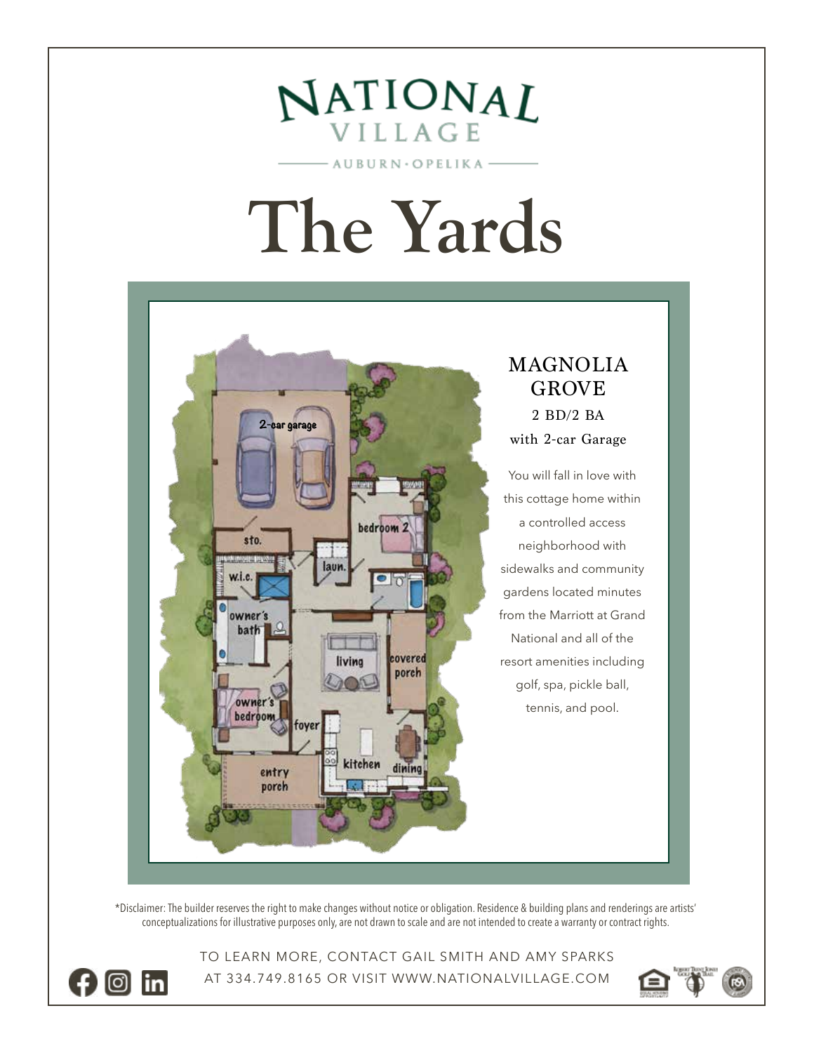# National Village

AUBURN · OPELIKA

# The Yards

2-car garage

sto.

bedroom 2

w.i.c.

laun.

owner's bath

living

covered porch

owner's bedroom

foyer

entry porch

kitchen

dining

## MAGNOLIA GROVE

2 BD/2 BA

with 2-car Garage

You will fall in love with this cottage home within a controlled access neighborhood with sidewalks and community gardens located minutes from the Marriott at Grand National and all of the resort amenities including golf, spa, pickle ball, tennis, and pool.

*Disclaimer: The builder reserves the right to make changes without notice or obligation. Residence & building plans and renderings are artists' conceptualizations for illustrative purposes only, are not drawn to scale and are not intended to create a warranty or contract rights.

TO LEARN MORE, CONTACT GAIL SMITH AND AMY SPARKS AT 334.749.8165 OR VISIT WWW.NATIONALVILLAGE.COM